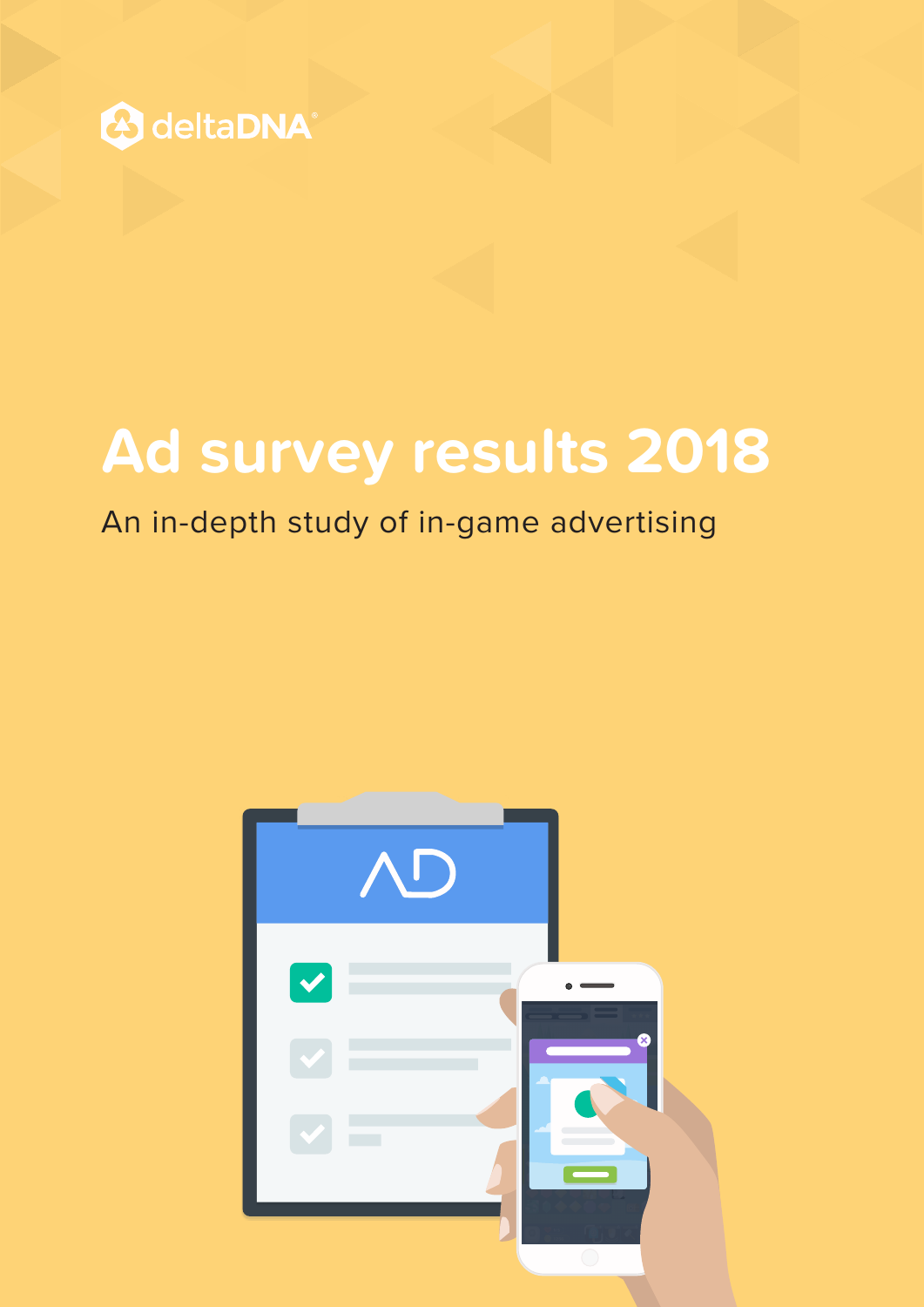deltaDNA

# Ad survey results 2018

An in-depth study of in-game advertising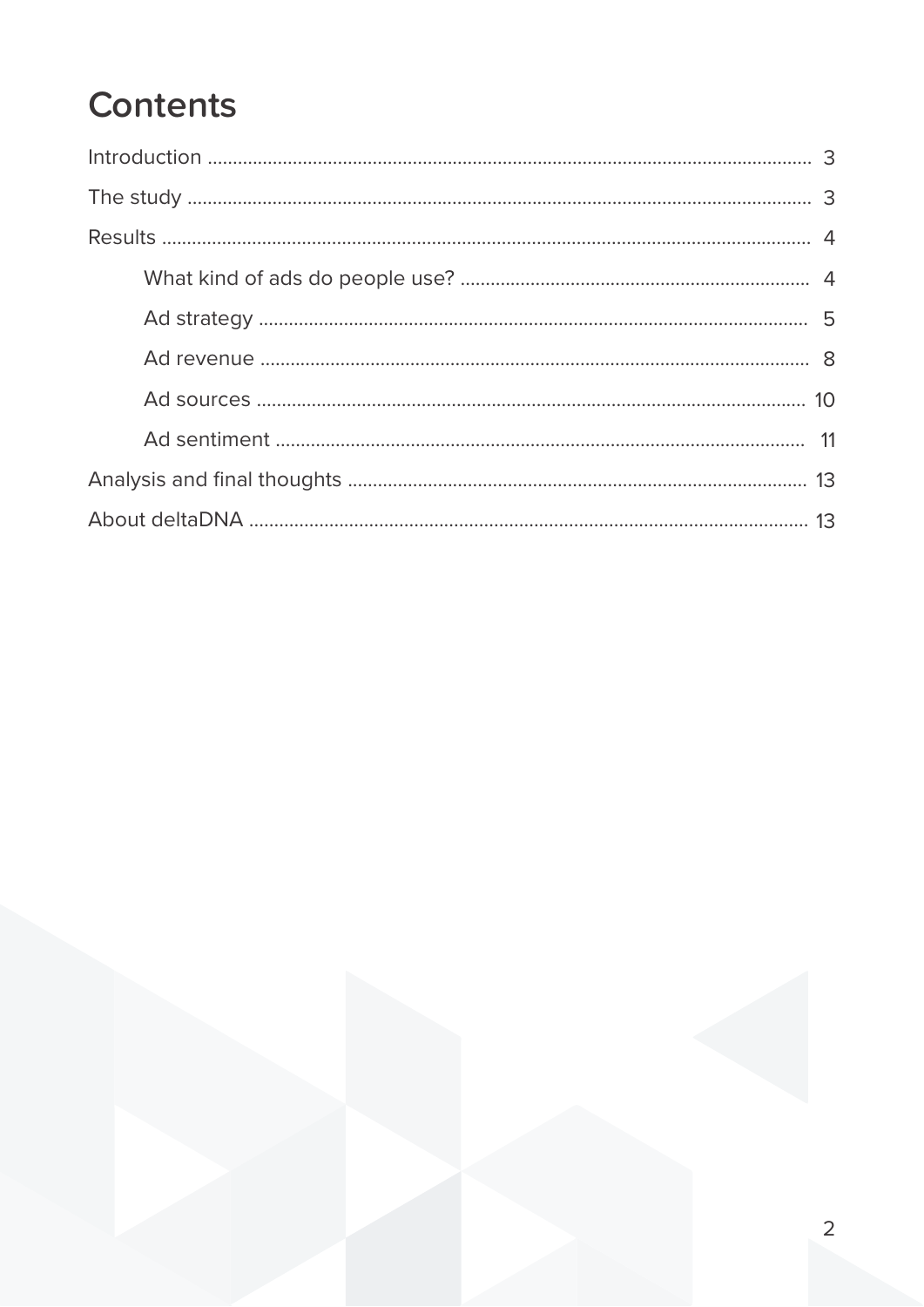# Contents

Introduction ........ 3

The study ........ 3

Results ........ 4

- What kind of ads do people use? ........ 4
- Ad strategy ........ 5
- Ad revenue ........ 8
- Ad sources ........ 10
- Ad sentiment ........ 11

Analysis and final thoughts ........ 13

About deltaDNA ........ 13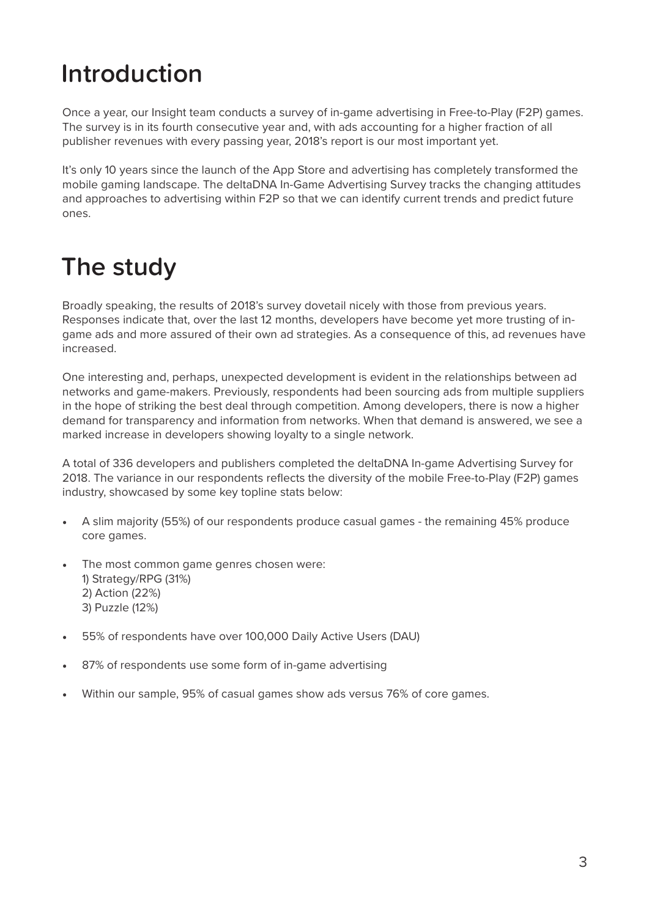# Introduction

Once a year, our Insight team conducts a survey of in-game advertising in Free-to-Play (F2P) games. The survey is in its fourth consecutive year and, with ads accounting for a higher fraction of all publisher revenues with every passing year, 2018's report is our most important yet.

It's only 10 years since the launch of the App Store and advertising has completely transformed the mobile gaming landscape. The deltaDNA In-Game Advertising Survey tracks the changing attitudes and approaches to advertising within F2P so that we can identify current trends and predict future ones.

# The study

Broadly speaking, the results of 2018's survey dovetail nicely with those from previous years. Responses indicate that, over the last 12 months, developers have become yet more trusting of in-game ads and more assured of their own ad strategies. As a consequence of this, ad revenues have increased.

One interesting and, perhaps, unexpected development is evident in the relationships between ad networks and game-makers. Previously, respondents had been sourcing ads from multiple suppliers in the hope of striking the best deal through competition. Among developers, there is now a higher demand for transparency and information from networks. When that demand is answered, we see a marked increase in developers showing loyalty to a single network.

A total of 336 developers and publishers completed the deltaDNA In-game Advertising Survey for 2018. The variance in our respondents reflects the diversity of the mobile Free-to-Play (F2P) games industry, showcased by some key topline stats below:

- A slim majority (55%) of our respondents produce casual games - the remaining 45% produce core games.
- The most common game genres chosen were:
  1) Strategy/RPG (31%)
  2) Action (22%)
  3) Puzzle (12%)
- 55% of respondents have over 100,000 Daily Active Users (DAU)
- 87% of respondents use some form of in-game advertising
- Within our sample, 95% of casual games show ads versus 76% of core games.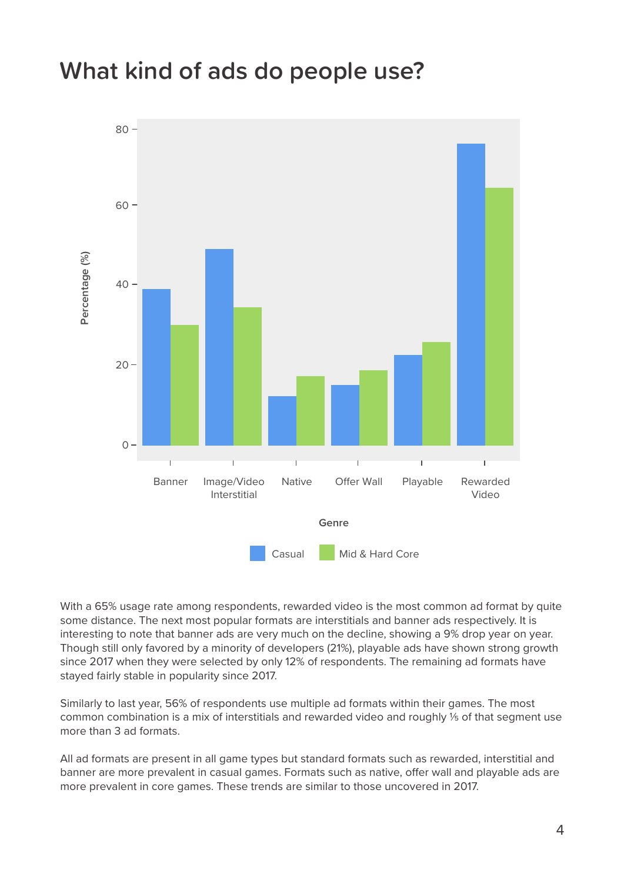# What kind of ads do people use?

With a 65% usage rate among respondents, rewarded video is the most common ad format by quite some distance. The next most popular formats are interstitials and banner ads respectively. It is interesting to note that banner ads are very much on the decline, showing a 9% drop year on year. Though still only favored by a minority of developers (21%), playable ads have shown strong growth since 2017 when they were selected by only 12% of respondents. The remaining ad formats have stayed fairly stable in popularity since 2017.

Similarly to last year, 56% of respondents use multiple ad formats within their games. The most common combination is a mix of interstitials and rewarded video and roughly ⅕ of that segment use more than 3 ad formats.

All ad formats are present in all game types but standard formats such as rewarded, interstitial and banner are more prevalent in casual games. Formats such as native, offer wall and playable ads are more prevalent in core games. These trends are similar to those uncovered in 2017.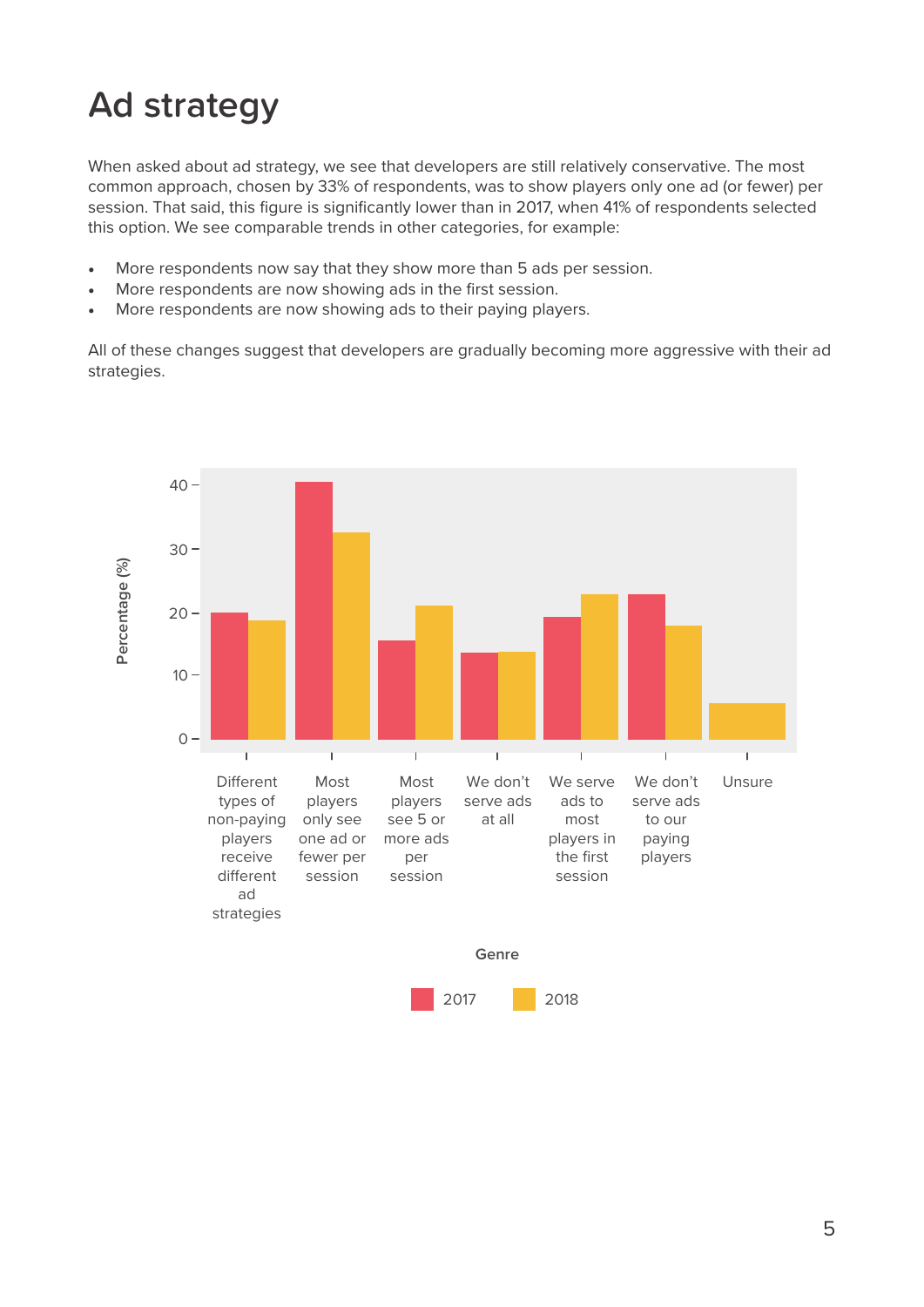# Ad strategy

When asked about ad strategy, we see that developers are still relatively conservative. The most common approach, chosen by 33% of respondents, was to show players only one ad (or fewer) per session. That said, this figure is significantly lower than in 2017, when 41% of respondents selected this option. We see comparable trends in other categories, for example:

- More respondents now say that they show more than 5 ads per session.
- More respondents are now showing ads in the first session.
- More respondents are now showing ads to their paying players.

All of these changes suggest that developers are gradually becoming more aggressive with their ad strategies.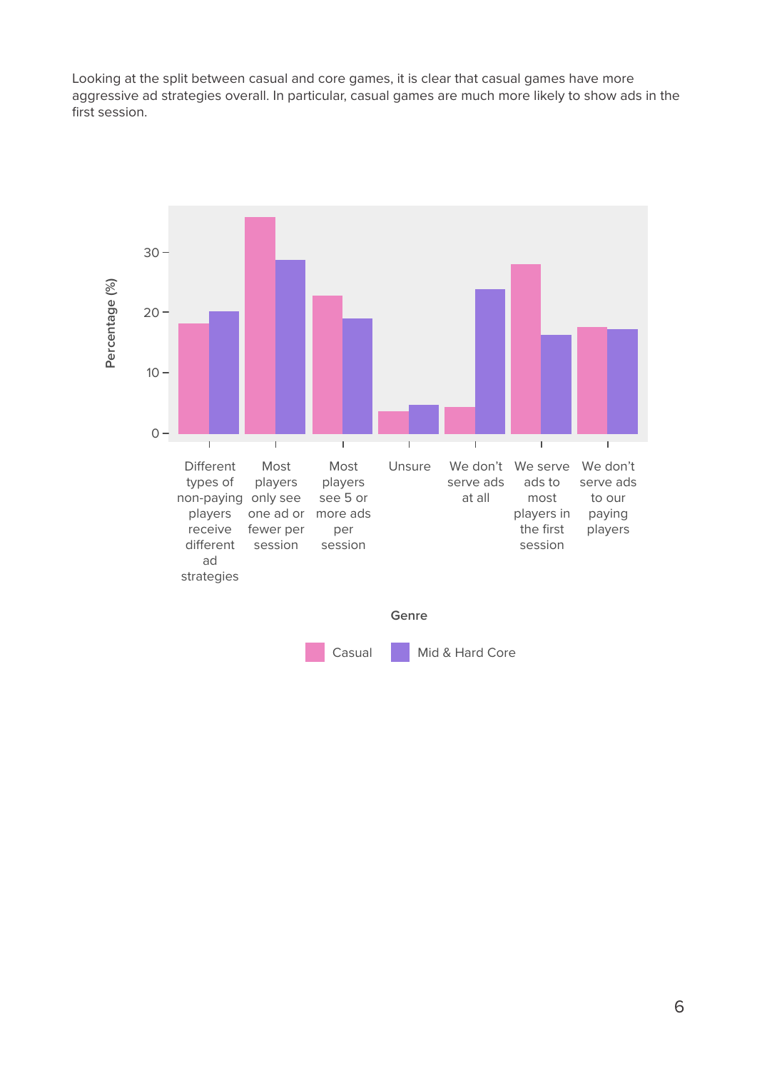Looking at the split between casual and core games, it is clear that casual games have more aggressive ad strategies overall. In particular, casual games are much more likely to show ads in the first session.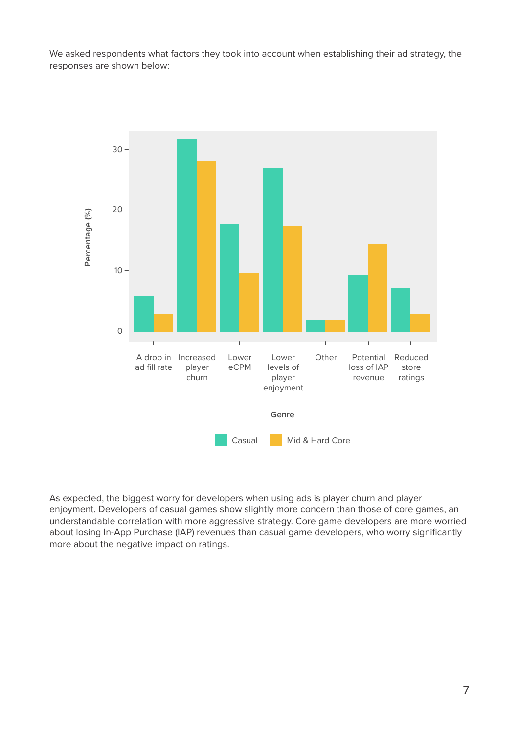We asked respondents what factors they took into account when establishing their ad strategy, the responses are shown below:

As expected, the biggest worry for developers when using ads is player churn and player enjoyment. Developers of casual games show slightly more concern than those of core games, an understandable correlation with more aggressive strategy. Core game developers are more worried about losing In-App Purchase (IAP) revenues than casual game developers, who worry significantly more about the negative impact on ratings.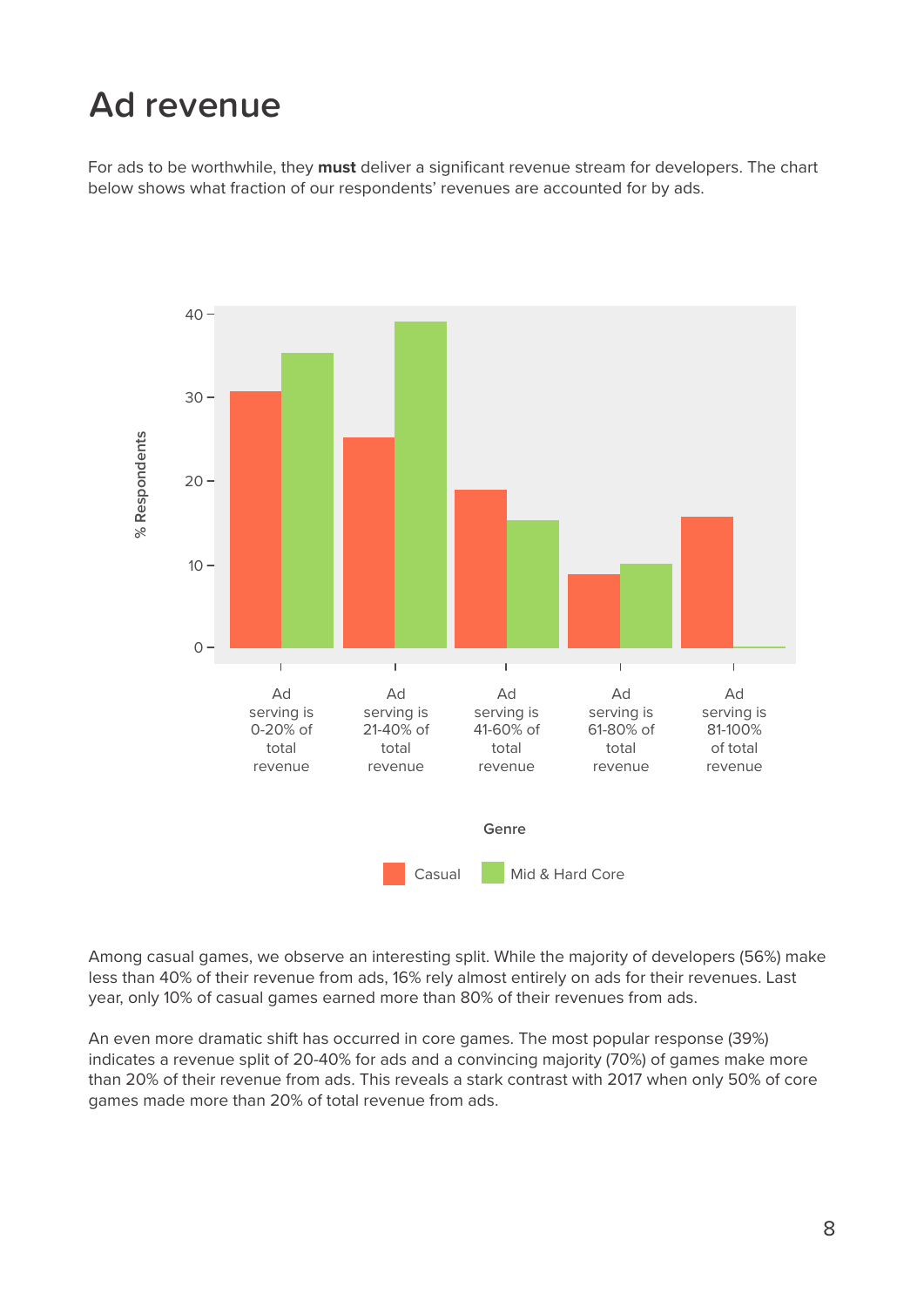# Ad revenue

For ads to be worthwhile, they **must** deliver a significant revenue stream for developers. The chart below shows what fraction of our respondents' revenues are accounted for by ads.

Among casual games, we observe an interesting split. While the majority of developers (56%) make less than 40% of their revenue from ads, 16% rely almost entirely on ads for their revenues. Last year, only 10% of casual games earned more than 80% of their revenues from ads.

An even more dramatic shift has occurred in core games. The most popular response (39%) indicates a revenue split of 20-40% for ads and a convincing majority (70%) of games make more than 20% of their revenue from ads. This reveals a stark contrast with 2017 when only 50% of core games made more than 20% of total revenue from ads.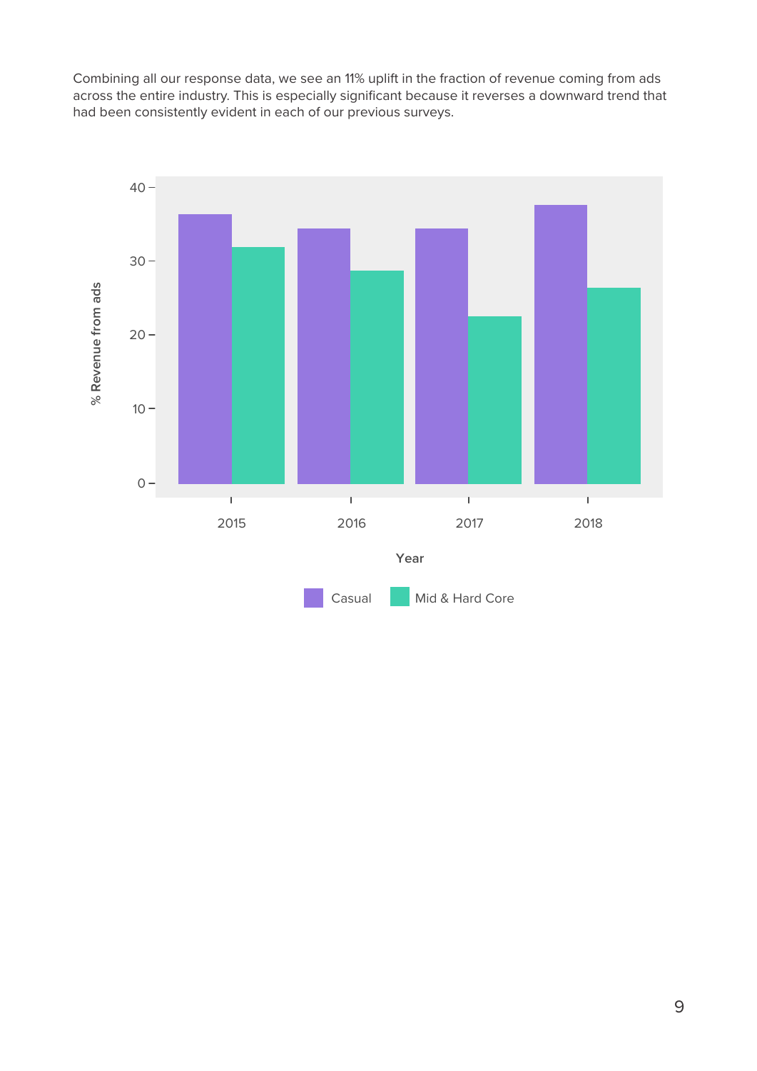Combining all our response data, we see an 11% uplift in the fraction of revenue coming from ads across the entire industry. This is especially significant because it reverses a downward trend that had been consistently evident in each of our previous surveys.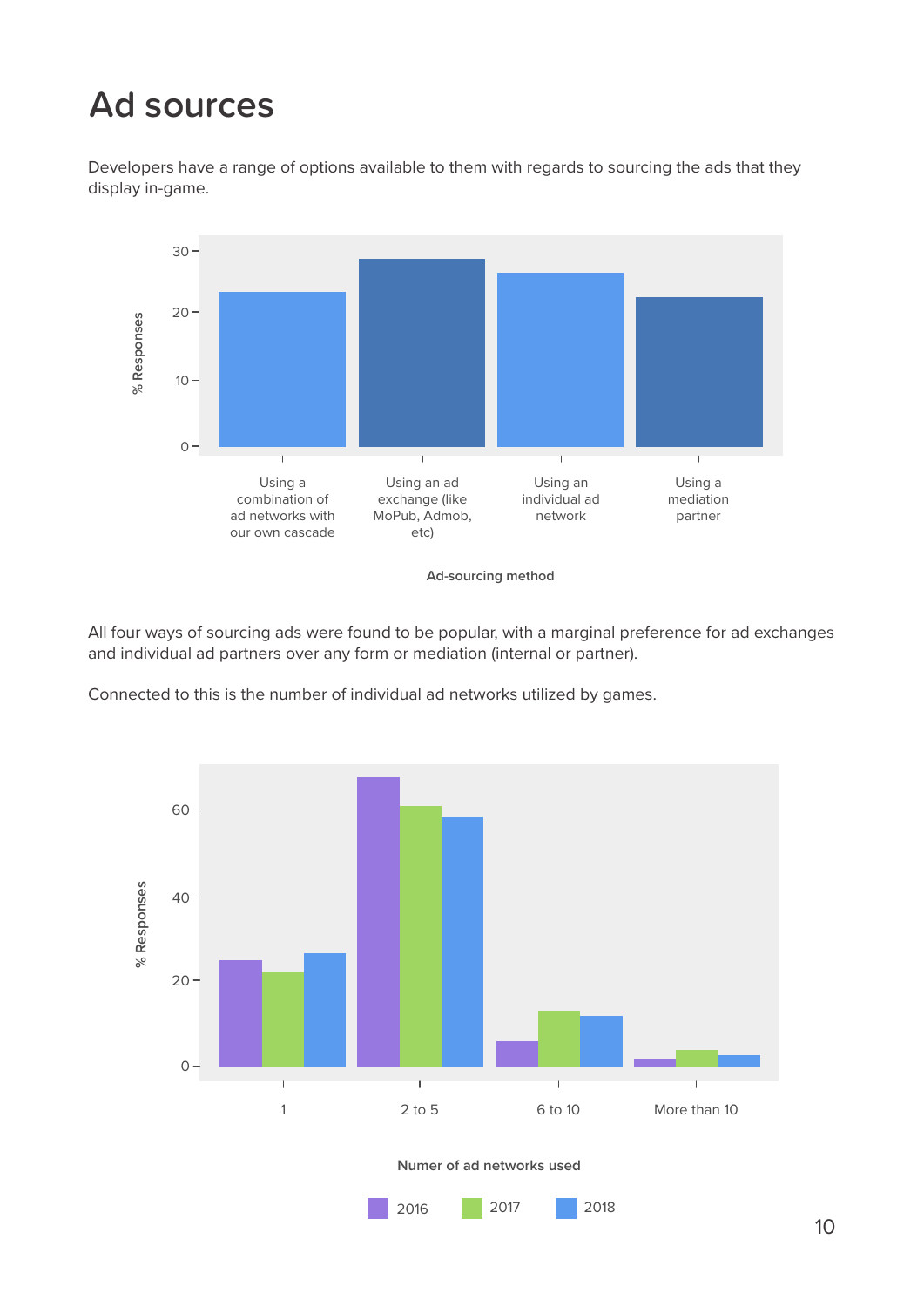# Ad sources

Developers have a range of options available to them with regards to sourcing the ads that they display in-game.

All four ways of sourcing ads were found to be popular, with a marginal preference for ad exchanges and individual ad partners over any form or mediation (internal or partner).

Connected to this is the number of individual ad networks utilized by games.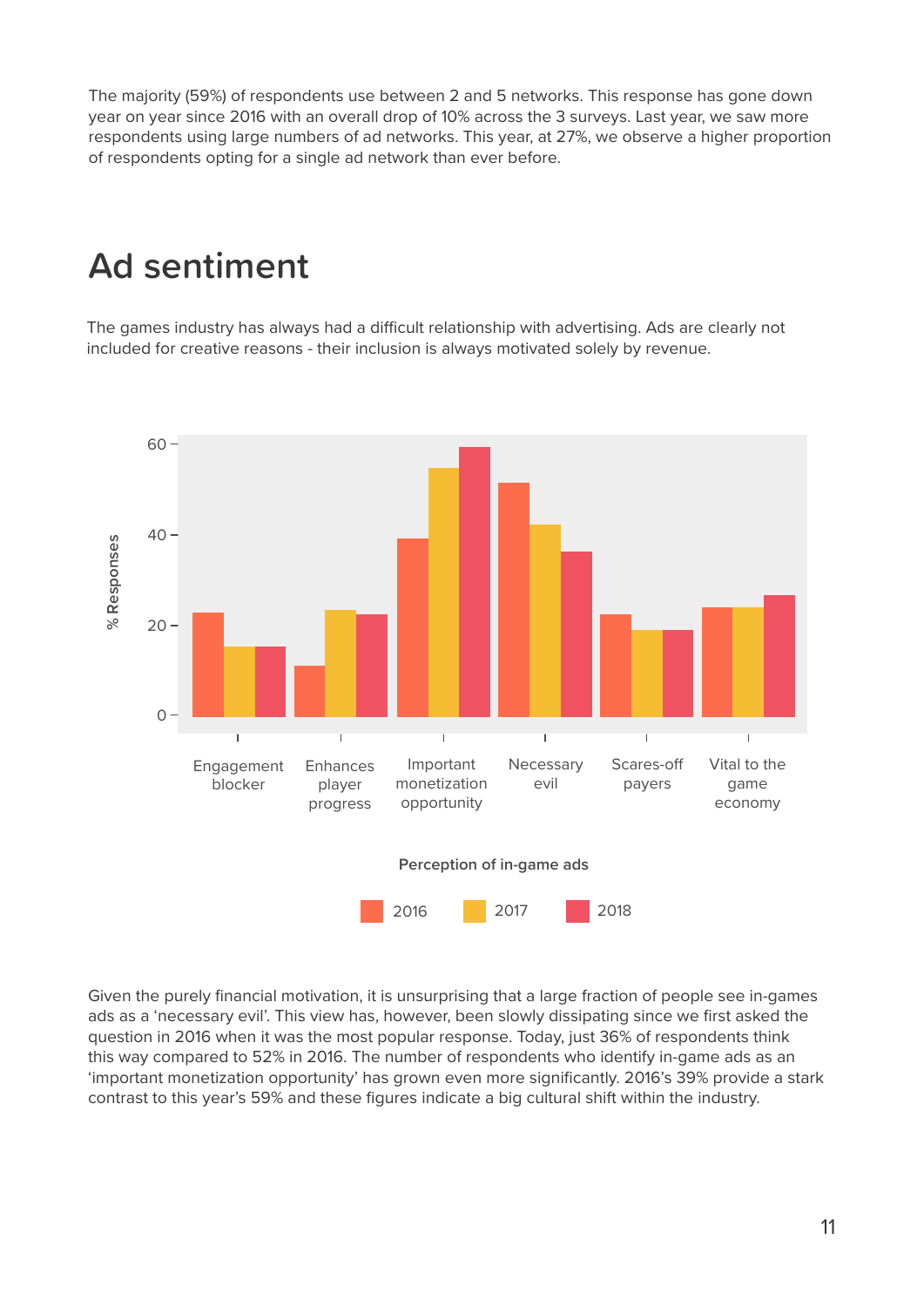The majority (59%) of respondents use between 2 and 5 networks. This response has gone down year on year since 2016 with an overall drop of 10% across the 3 surveys. Last year, we saw more respondents using large numbers of ad networks. This year, at 27%, we observe a higher proportion of respondents opting for a single ad network than ever before.

## Ad sentiment

The games industry has always had a difficult relationship with advertising. Ads are clearly not included for creative reasons - their inclusion is always motivated solely by revenue.

Perception of in-game ads

Given the purely financial motivation, it is unsurprising that a large fraction of people see in-games ads as a 'necessary evil'. This view has, however, been slowly dissipating since we first asked the question in 2016 when it was the most popular response. Today, just 36% of respondents think this way compared to 52% in 2016. The number of respondents who identify in-game ads as an 'important monetization opportunity' has grown even more significantly. 2016's 39% provide a stark contrast to this year's 59% and these figures indicate a big cultural shift within the industry.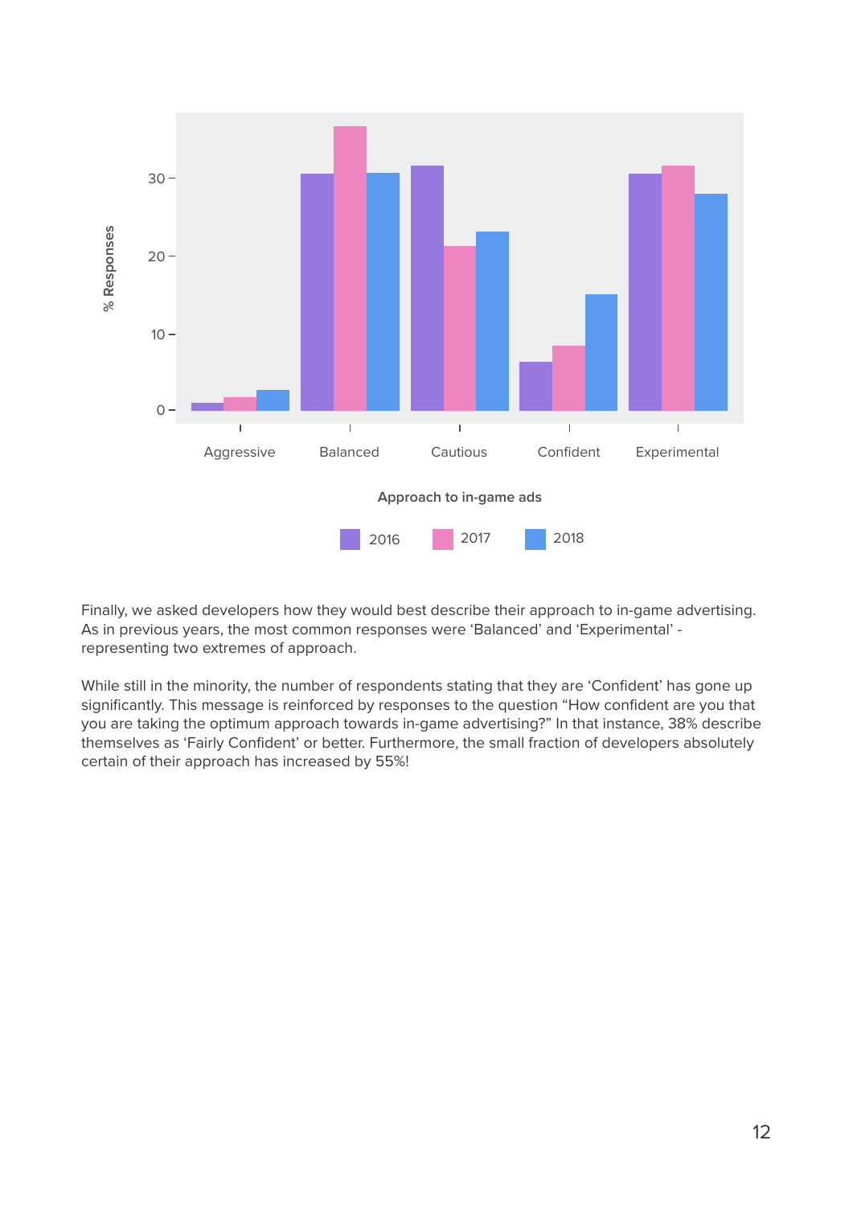Finally, we asked developers how they would best describe their approach to in-game advertising. As in previous years, the most common responses were 'Balanced' and 'Experimental' - representing two extremes of approach.

While still in the minority, the number of respondents stating that they are 'Confident' has gone up significantly. This message is reinforced by responses to the question "How confident are you that you are taking the optimum approach towards in-game advertising?" In that instance, 38% describe themselves as 'Fairly Confident' or better. Furthermore, the small fraction of developers absolutely certain of their approach has increased by 55%!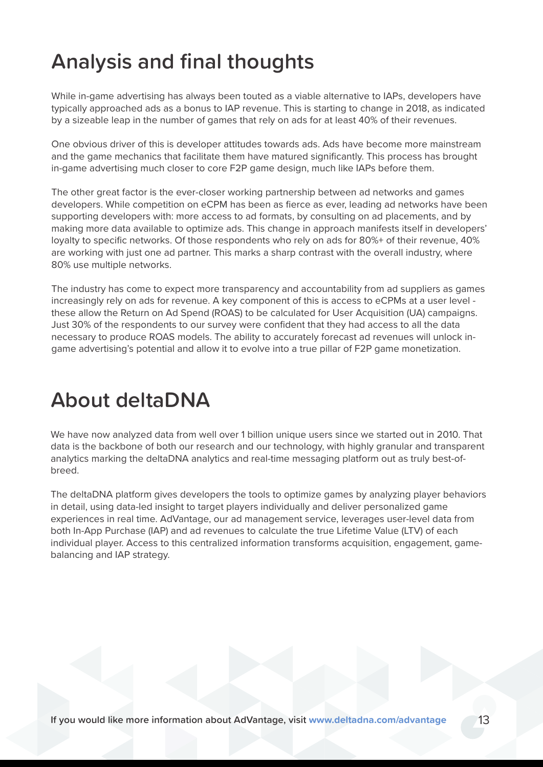# Analysis and final thoughts

While in-game advertising has always been touted as a viable alternative to IAPs, developers have typically approached ads as a bonus to IAP revenue. This is starting to change in 2018, as indicated by a sizeable leap in the number of games that rely on ads for at least 40% of their revenues.

One obvious driver of this is developer attitudes towards ads. Ads have become more mainstream and the game mechanics that facilitate them have matured significantly. This process has brought in-game advertising much closer to core F2P game design, much like IAPs before them.

The other great factor is the ever-closer working partnership between ad networks and games developers. While competition on eCPM has been as fierce as ever, leading ad networks have been supporting developers with: more access to ad formats, by consulting on ad placements, and by making more data available to optimize ads. This change in approach manifests itself in developers' loyalty to specific networks. Of those respondents who rely on ads for 80%+ of their revenue, 40% are working with just one ad partner. This marks a sharp contrast with the overall industry, where 80% use multiple networks.

The industry has come to expect more transparency and accountability from ad suppliers as games increasingly rely on ads for revenue. A key component of this is access to eCPMs at a user level - these allow the Return on Ad Spend (ROAS) to be calculated for User Acquisition (UA) campaigns. Just 30% of the respondents to our survey were confident that they had access to all the data necessary to produce ROAS models. The ability to accurately forecast ad revenues will unlock in-game advertising's potential and allow it to evolve into a true pillar of F2P game monetization.

# About deltaDNA

We have now analyzed data from well over 1 billion unique users since we started out in 2010. That data is the backbone of both our research and our technology, with highly granular and transparent analytics marking the deltaDNA analytics and real-time messaging platform out as truly best-of-breed.

The deltaDNA platform gives developers the tools to optimize games by analyzing player behaviors in detail, using data-led insight to target players individually and deliver personalized game experiences in real time. AdVantage, our ad management service, leverages user-level data from both In-App Purchase (IAP) and ad revenues to calculate the true Lifetime Value (LTV) of each individual player. Access to this centralized information transforms acquisition, engagement, game-balancing and IAP strategy.

**If you would like more information about AdVantage, visit www.deltadna.com/advantage**